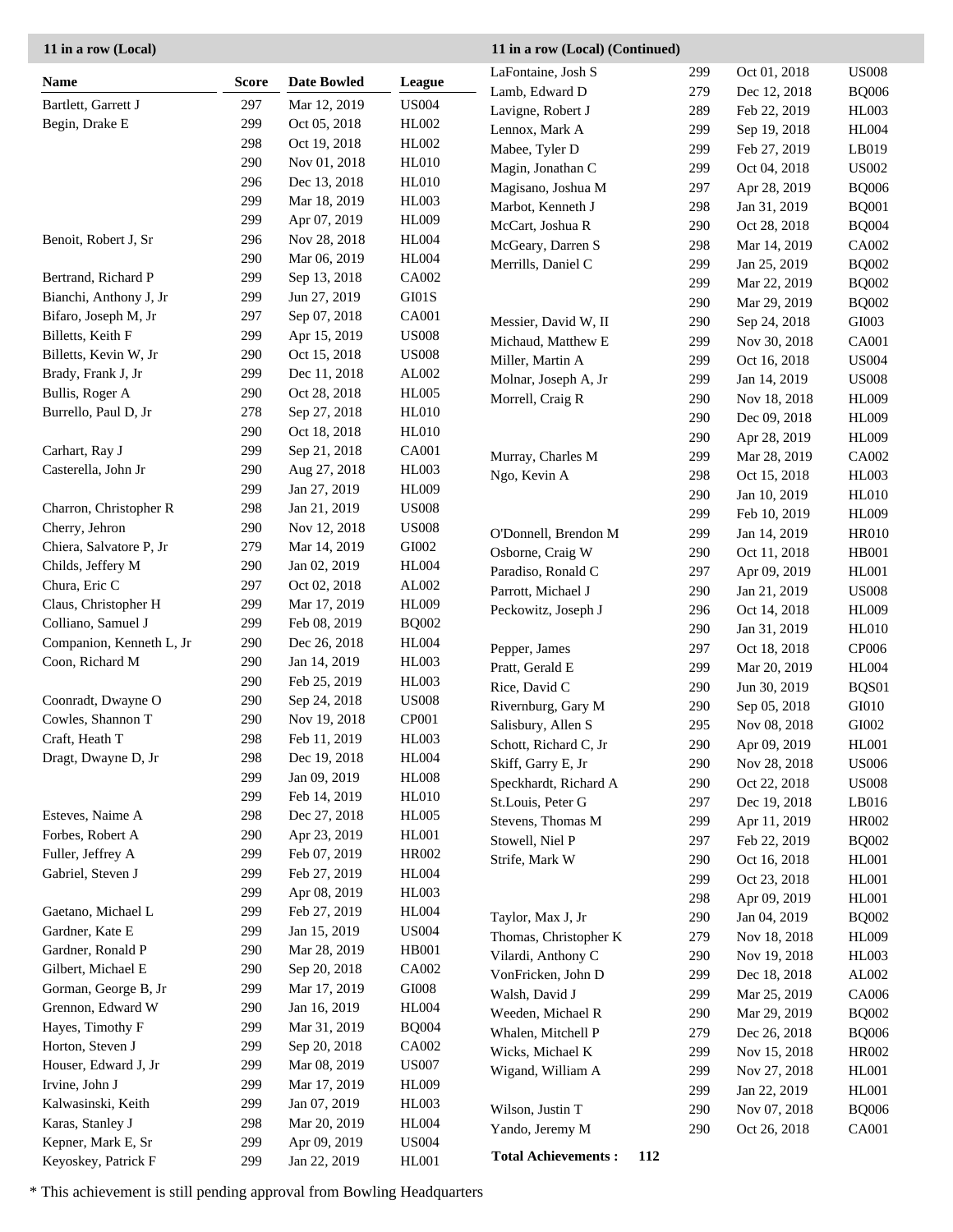## 11 in a row (Local)

| Name | Score | Date Bowled | League |
|---|---|---|---|
| Bartlett, Garrett J | 297 | Mar 12, 2019 | US004 |
| Begin, Drake E | 299 | Oct 05, 2018 | HL002 |
| | 298 | Oct 19, 2018 | HL002 |
| | 290 | Nov 01, 2018 | HL010 |
| | 296 | Dec 13, 2018 | HL010 |
| | 299 | Mar 18, 2019 | HL003 |
| | 299 | Apr 07, 2019 | HL009 |
| Benoit, Robert J, Sr | 296 | Nov 28, 2018 | HL004 |
| | 290 | Mar 06, 2019 | HL004 |
| Bertrand, Richard P | 299 | Sep 13, 2018 | CA002 |
| Bianchi, Anthony J, Jr | 299 | Jun 27, 2019 | GI01S |
| Bifaro, Joseph M, Jr | 297 | Sep 07, 2018 | CA001 |
| Billetts, Keith F | 299 | Apr 15, 2019 | US008 |
| Billetts, Kevin W, Jr | 290 | Oct 15, 2018 | US008 |
| Brady, Frank J, Jr | 299 | Dec 11, 2018 | AL002 |
| Bullis, Roger A | 290 | Oct 28, 2018 | HL005 |
| Burrello, Paul D, Jr | 278 | Sep 27, 2018 | HL010 |
| | 290 | Oct 18, 2018 | HL010 |
| Carhart, Ray J | 299 | Sep 21, 2018 | CA001 |
| Casterella, John Jr | 290 | Aug 27, 2018 | HL003 |
| | 299 | Jan 27, 2019 | HL009 |
| Charron, Christopher R | 298 | Jan 21, 2019 | US008 |
| Cherry, Jehron | 290 | Nov 12, 2018 | US008 |
| Chiera, Salvatore P, Jr | 279 | Mar 14, 2019 | GI002 |
| Childs, Jeffery M | 290 | Jan 02, 2019 | HL004 |
| Chura, Eric C | 297 | Oct 02, 2018 | AL002 |
| Claus, Christopher H | 299 | Mar 17, 2019 | HL009 |
| Colliano, Samuel J | 299 | Feb 08, 2019 | BQ002 |
| Companion, Kenneth L, Jr | 290 | Dec 26, 2018 | HL004 |
| Coon, Richard M | 290 | Jan 14, 2019 | HL003 |
| | 290 | Feb 25, 2019 | HL003 |
| Coonradt, Dwayne O | 290 | Sep 24, 2018 | US008 |
| Cowles, Shannon T | 290 | Nov 19, 2018 | CP001 |
| Craft, Heath T | 298 | Feb 11, 2019 | HL003 |
| Dragt, Dwayne D, Jr | 298 | Dec 19, 2018 | HL004 |
| | 299 | Jan 09, 2019 | HL008 |
| | 299 | Feb 14, 2019 | HL010 |
| Esteves, Naime A | 298 | Dec 27, 2018 | HL005 |
| Forbes, Robert A | 290 | Apr 23, 2019 | HL001 |
| Fuller, Jeffrey A | 299 | Feb 07, 2019 | HR002 |
| Gabriel, Steven J | 299 | Feb 27, 2019 | HL004 |
| | 299 | Apr 08, 2019 | HL003 |
| Gaetano, Michael L | 299 | Feb 27, 2019 | HL004 |
| Gardner, Kate E | 299 | Jan 15, 2019 | US004 |
| Gardner, Ronald P | 290 | Mar 28, 2019 | HB001 |
| Gilbert, Michael E | 290 | Sep 20, 2018 | CA002 |
| Gorman, George B, Jr | 299 | Mar 17, 2019 | GI008 |
| Grennon, Edward W | 290 | Jan 16, 2019 | HL004 |
| Hayes, Timothy F | 299 | Mar 31, 2019 | BQ004 |
| Horton, Steven J | 299 | Sep 20, 2018 | CA002 |
| Houser, Edward J, Jr | 299 | Mar 08, 2019 | US007 |
| Irvine, John J | 299 | Mar 17, 2019 | HL009 |
| Kalwasinski, Keith | 299 | Jan 07, 2019 | HL003 |
| Karas, Stanley J | 298 | Mar 20, 2019 | HL004 |
| Kepner, Mark E, Sr | 299 | Apr 09, 2019 | US004 |
| Keyoskey, Patrick F | 299 | Jan 22, 2019 | HL001 |
| LaFontaine, Josh S | 299 | Oct 01, 2018 | US008 |
| Lamb, Edward D | 279 | Dec 12, 2018 | BQ006 |
| Lavigne, Robert J | 289 | Feb 22, 2019 | HL003 |
| Lennox, Mark A | 299 | Sep 19, 2018 | HL004 |
| Mabee, Tyler D | 299 | Feb 27, 2019 | LB019 |
| Magin, Jonathan C | 299 | Oct 04, 2018 | US002 |
| Magisano, Joshua M | 297 | Apr 28, 2019 | BQ006 |
| Marbot, Kenneth J | 298 | Jan 31, 2019 | BQ001 |
| McCart, Joshua R | 290 | Oct 28, 2018 | BQ004 |
| McGeary, Darren S | 298 | Mar 14, 2019 | CA002 |
| Merrills, Daniel C | 299 | Jan 25, 2019 | BQ002 |
| | 299 | Mar 22, 2019 | BQ002 |
| | 290 | Mar 29, 2019 | BQ002 |
| Messier, David W, II | 290 | Sep 24, 2018 | GI003 |
| Michaud, Matthew E | 299 | Nov 30, 2018 | CA001 |
| Miller, Martin A | 299 | Oct 16, 2018 | US004 |
| Molnar, Joseph A, Jr | 299 | Jan 14, 2019 | US008 |
| Morrell, Craig R | 290 | Nov 18, 2018 | HL009 |
| | 290 | Dec 09, 2018 | HL009 |
| | 290 | Apr 28, 2019 | HL009 |
| Murray, Charles M | 299 | Mar 28, 2019 | CA002 |
| Ngo, Kevin A | 298 | Oct 15, 2018 | HL003 |
| | 290 | Jan 10, 2019 | HL010 |
| | 299 | Feb 10, 2019 | HL009 |
| O'Donnell, Brendon M | 299 | Jan 14, 2019 | HR010 |
| Osborne, Craig W | 290 | Oct 11, 2018 | HB001 |
| Paradiso, Ronald C | 297 | Apr 09, 2019 | HL001 |
| Parrott, Michael J | 290 | Jan 21, 2019 | US008 |
| Peckowitz, Joseph J | 296 | Oct 14, 2018 | HL009 |
| | 290 | Jan 31, 2019 | HL010 |
| Pepper, James | 297 | Oct 18, 2018 | CP006 |
| Pratt, Gerald E | 299 | Mar 20, 2019 | HL004 |
| Rice, David C | 290 | Jun 30, 2019 | BQS01 |
| Rivernburg, Gary M | 290 | Sep 05, 2018 | GI010 |
| Salisbury, Allen S | 295 | Nov 08, 2018 | GI002 |
| Schott, Richard C, Jr | 290 | Apr 09, 2019 | HL001 |
| Skiff, Garry E, Jr | 290 | Nov 28, 2018 | US006 |
| Speckhardt, Richard A | 290 | Oct 22, 2018 | US008 |
| St.Louis, Peter G | 297 | Dec 19, 2018 | LB016 |
| Stevens, Thomas M | 299 | Apr 11, 2019 | HR002 |
| Stowell, Niel P | 297 | Feb 22, 2019 | BQ002 |
| Strife, Mark W | 290 | Oct 16, 2018 | HL001 |
| | 299 | Oct 23, 2018 | HL001 |
| | 298 | Apr 09, 2019 | HL001 |
| Taylor, Max J, Jr | 290 | Jan 04, 2019 | BQ002 |
| Thomas, Christopher K | 279 | Nov 18, 2018 | HL009 |
| Vilardi, Anthony C | 290 | Nov 19, 2018 | HL003 |
| VonFricken, John D | 299 | Dec 18, 2018 | AL002 |
| Walsh, David J | 299 | Mar 25, 2019 | CA006 |
| Weeden, Michael R | 290 | Mar 29, 2019 | BQ002 |
| Whalen, Mitchell P | 279 | Dec 26, 2018 | BQ006 |
| Wicks, Michael K | 299 | Nov 15, 2018 | HR002 |
| Wigand, William A | 299 | Nov 27, 2018 | HL001 |
| | 299 | Jan 22, 2019 | HL001 |
| Wilson, Justin T | 290 | Nov 07, 2018 | BQ006 |
| Yando, Jeremy M | 290 | Oct 26, 2018 | CA001 |

**Total Achievements : 112**

* This achievement is still pending approval from Bowling Headquarters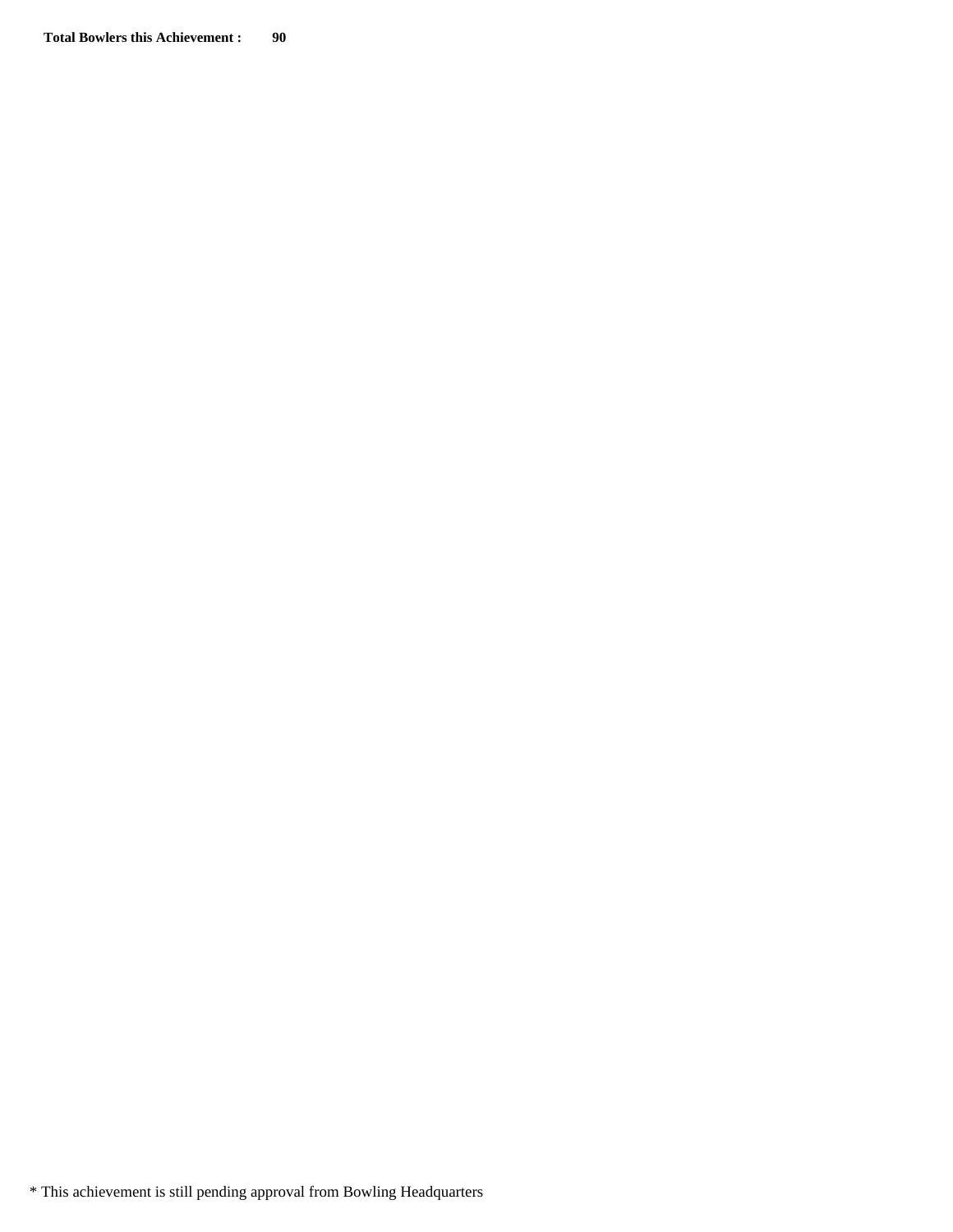**Total Bowlers this Achievement :** **90**

* This achievement is still pending approval from Bowling Headquarters